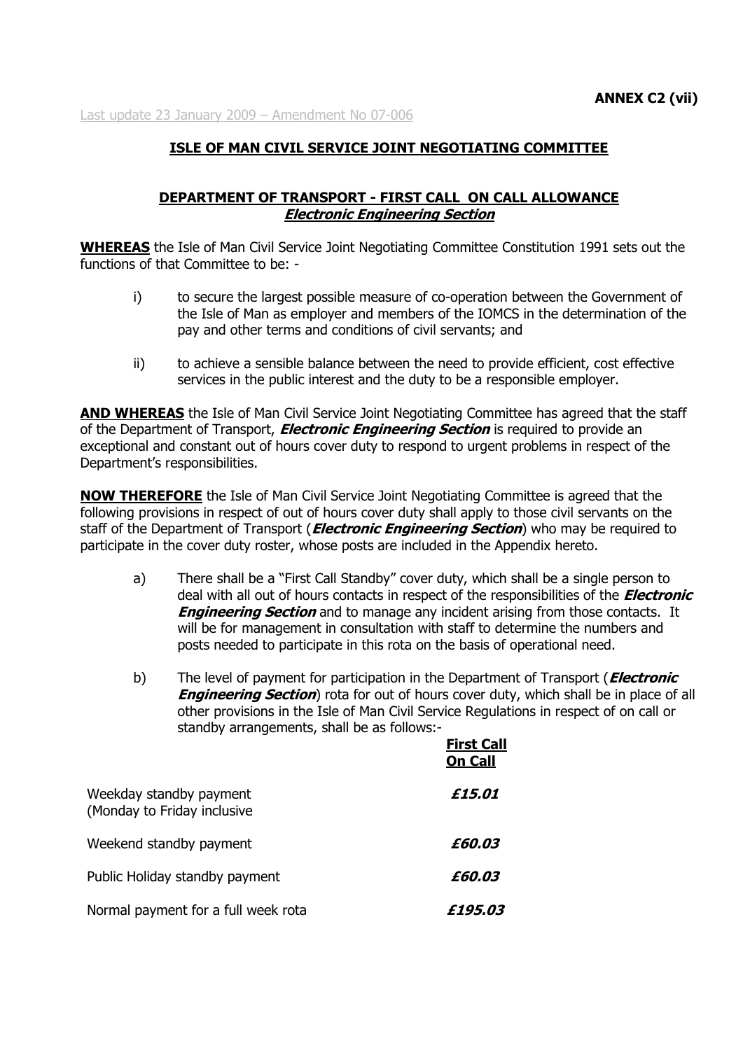**ANNEX C2 (vii)**

Last update 23 January 2009 – Amendment No 07-006

## ISLE OF MAN CIVIL SERVICE JOINT NEGOTIATING COMMITTEE

### DEPARTMENT OF TRANSPORT - FIRST CALL ON CALL ALLOWANCE
***Electronic Engineering Section***

**WHEREAS** the Isle of Man Civil Service Joint Negotiating Committee Constitution 1991 sets out the functions of that Committee to be: -

i) to secure the largest possible measure of co-operation between the Government of the Isle of Man as employer and members of the IOMCS in the determination of the pay and other terms and conditions of civil servants; and

ii) to achieve a sensible balance between the need to provide efficient, cost effective services in the public interest and the duty to be a responsible employer.

**AND WHEREAS** the Isle of Man Civil Service Joint Negotiating Committee has agreed that the staff of the Department of Transport, ***Electronic Engineering Section*** is required to provide an exceptional and constant out of hours cover duty to respond to urgent problems in respect of the Department's responsibilities.

**NOW THEREFORE** the Isle of Man Civil Service Joint Negotiating Committee is agreed that the following provisions in respect of out of hours cover duty shall apply to those civil servants on the staff of the Department of Transport (***Electronic Engineering Section***) who may be required to participate in the cover duty roster, whose posts are included in the Appendix hereto.

a) There shall be a "First Call Standby" cover duty, which shall be a single person to deal with all out of hours contacts in respect of the responsibilities of the ***Electronic Engineering Section*** and to manage any incident arising from those contacts. It will be for management in consultation with staff to determine the numbers and posts needed to participate in this rota on the basis of operational need.

b) The level of payment for participation in the Department of Transport (***Electronic Engineering Section***) rota for out of hours cover duty, which shall be in place of all other provisions in the Isle of Man Civil Service Regulations in respect of on call or standby arrangements, shall be as follows:-

| | **First Call On Call** |
|---|---|
| Weekday standby payment (Monday to Friday inclusive | ***£15.01*** |
| Weekend standby payment | ***£60.03*** |
| Public Holiday standby payment | ***£60.03*** |
| Normal payment for a full week rota | ***£195.03*** |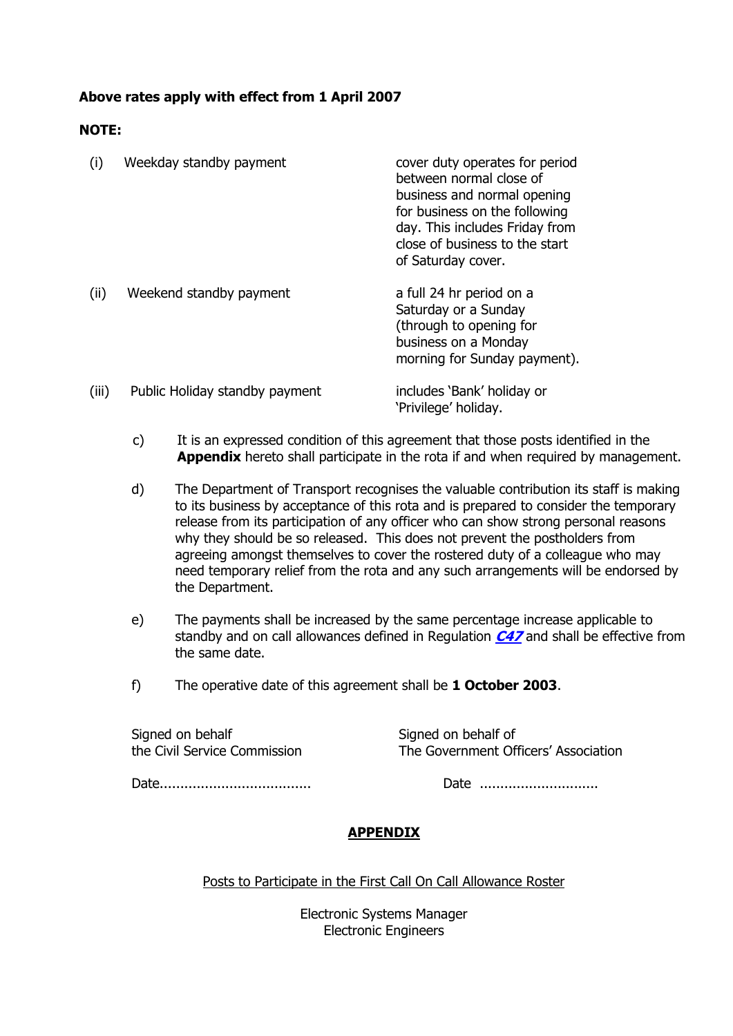**Above rates apply with effect from 1 April 2007**

**NOTE:**

| | | |
|---|---|---|
| (i) | Weekday standby payment | cover duty operates for period between normal close of business and normal opening for business on the following day. This includes Friday from close of business to the start of Saturday cover. |
| (ii) | Weekend standby payment | a full 24 hr period on a Saturday or a Sunday (through to opening for business on a Monday morning for Sunday payment). |
| (iii) | Public Holiday standby payment | includes 'Bank' holiday or 'Privilege' holiday. |

c) It is an expressed condition of this agreement that those posts identified in the **Appendix** hereto shall participate in the rota if and when required by management.

d) The Department of Transport recognises the valuable contribution its staff is making to its business by acceptance of this rota and is prepared to consider the temporary release from its participation of any officer who can show strong personal reasons why they should be so released. This does not prevent the postholders from agreeing amongst themselves to cover the rostered duty of a colleague who may need temporary relief from the rota and any such arrangements will be endorsed by the Department.

e) The payments shall be increased by the same percentage increase applicable to standby and on call allowances defined in Regulation ***C47*** and shall be effective from the same date.

f) The operative date of this agreement shall be **1 October 2003**.

| | |
|---|---|
| Signed on behalf the Civil Service Commission | Signed on behalf of The Government Officers' Association |
| Date..................................... | Date ............................. |

## APPENDIX

Posts to Participate in the First Call On Call Allowance Roster

Electronic Systems Manager
Electronic Engineers